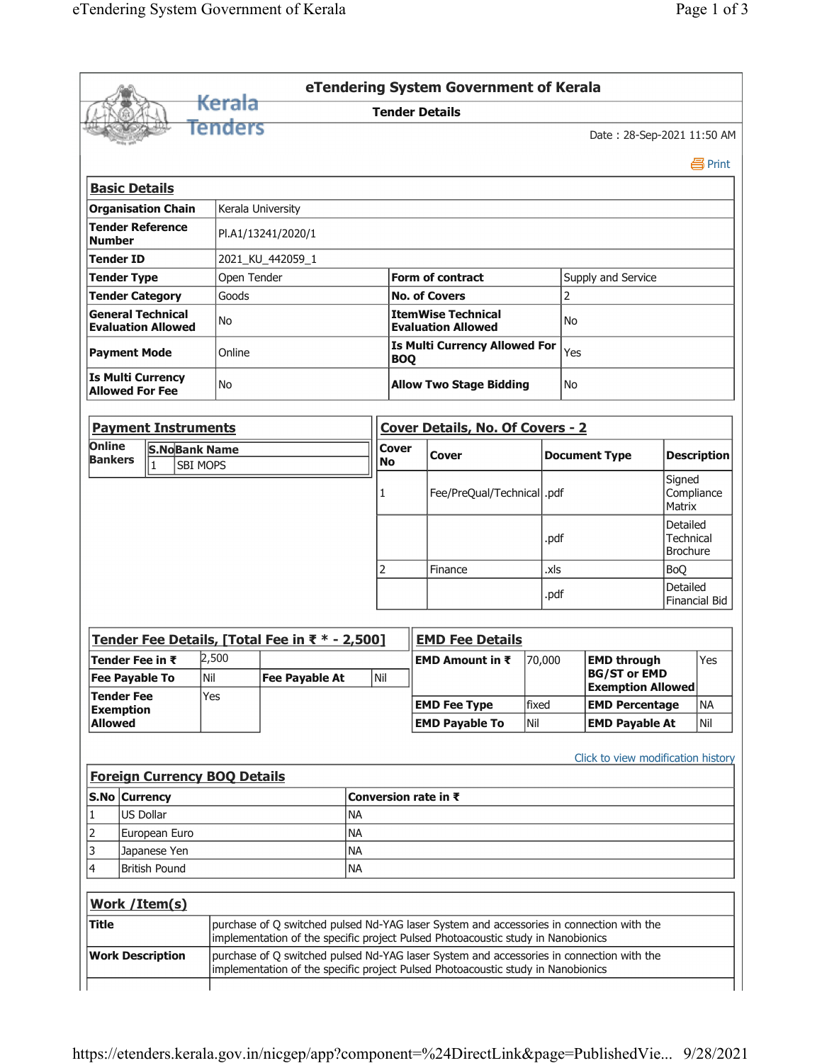# eTendering System Government of Kerala

## Tender Details

Date : 28-Sep-2021 11:50 AM

Print

### Basic Details

| | | | |
|---|---|---|---|
| **Organisation Chain** | Kerala University | | |
| **Tender Reference Number** | Pl.A1/13241/2020/1 | | |
| **Tender ID** | 2021_KU_442059_1 | | |
| **Tender Type** | Open Tender | **Form of contract** | Supply and Service |
| **Tender Category** | Goods | **No. of Covers** | 2 |
| **General Technical Evaluation Allowed** | No | **ItemWise Technical Evaluation Allowed** | No |
| **Payment Mode** | Online | **Is Multi Currency Allowed For BOQ** | Yes |
| **Is Multi Currency Allowed For Fee** | No | **Allow Two Stage Bidding** | No |

### Payment Instruments

**Online Bankers**

| S.No | Bank Name |
|---|---|
| 1 | SBI MOPS |

### Cover Details, No. Of Covers - 2

| Cover No | Cover | Document Type | Description |
|---|---|---|---|
| 1 | Fee/PreQual/Technical | .pdf | Signed Compliance Matrix |
| | | .pdf | Detailed Technical Brochure |
| 2 | Finance | .xls | BoQ |
| | | .pdf | Detailed Financial Bid |

### Tender Fee Details, [Total Fee in ₹ * - 2,500]

| | | | |
|---|---|---|---|
| **Tender Fee in ₹** | 2,500 | | |
| **Fee Payable To** | Nil | **Fee Payable At** | Nil |
| **Tender Fee Exemption Allowed** | Yes | | |

### EMD Fee Details

| | | | |
|---|---|---|---|
| **EMD Amount in ₹** | 70,000 | **EMD through BG/ST or EMD Exemption Allowed** | Yes |
| **EMD Fee Type** | fixed | **EMD Percentage** | NA |
| **EMD Payable To** | Nil | **EMD Payable At** | Nil |

Click to view modification history

### Foreign Currency BOQ Details

| S.No | Currency | Conversion rate in ₹ |
|---|---|---|
| 1 | US Dollar | NA |
| 2 | European Euro | NA |
| 3 | Japanese Yen | NA |
| 4 | British Pound | NA |

### Work /Item(s)

| | |
|---|---|
| **Title** | purchase of Q switched pulsed Nd-YAG laser System and accessories in connection with the implementation of the specific project Pulsed Photoacoustic study in Nanobionics |
| **Work Description** | purchase of Q switched pulsed Nd-YAG laser System and accessories in connection with the implementation of the specific project Pulsed Photoacoustic study in Nanobionics |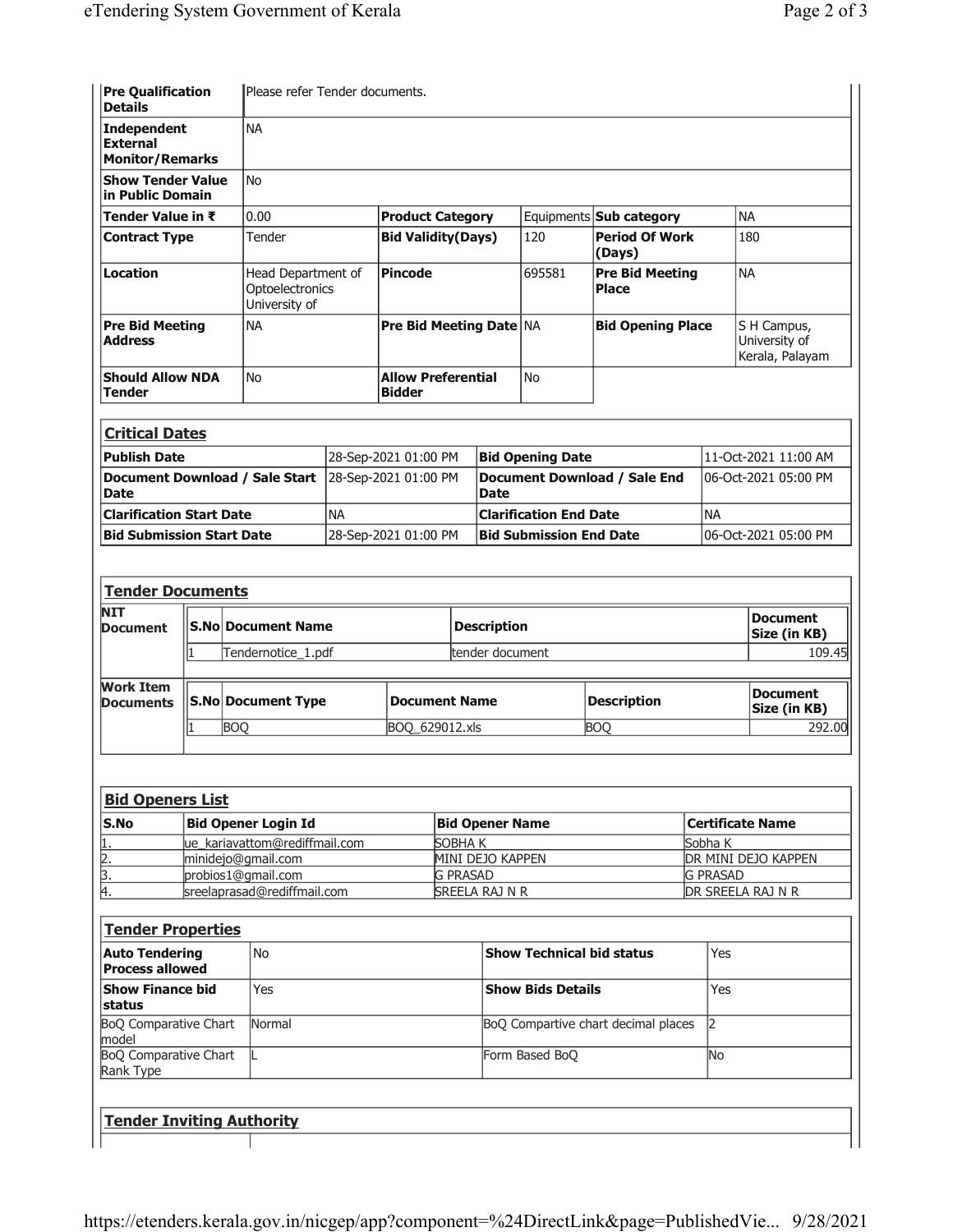| | | | | | | | |
|---|---|---|---|---|---|---|---|
| **Pre Qualification Details** | Please refer Tender documents. | | | | | | |
| **Independent External Monitor/Remarks** | NA | | | | | | |
| **Show Tender Value in Public Domain** | No | | | | | | |
| **Tender Value in ₹** | 0.00 | **Product Category** | Equipments | **Sub category** | NA | | |
| **Contract Type** | Tender | **Bid Validity(Days)** | 120 | **Period Of Work (Days)** | 180 | | |
| **Location** | Head Department of Optoelectronics University of | **Pincode** | 695581 | **Pre Bid Meeting Place** | NA | | |
| **Pre Bid Meeting Address** | NA | **Pre Bid Meeting Date** | NA | **Bid Opening Place** | S H Campus, University of Kerala, Palayam | | |
| **Should Allow NDA Tender** | No | **Allow Preferential Bidder** | No | | | | |

## Critical Dates

| | | | |
|---|---|---|---|
| **Publish Date** | 28-Sep-2021 01:00 PM | **Bid Opening Date** | 11-Oct-2021 11:00 AM |
| **Document Download / Sale Start Date** | 28-Sep-2021 01:00 PM | **Document Download / Sale End Date** | 06-Oct-2021 05:00 PM |
| **Clarification Start Date** | NA | **Clarification End Date** | NA |
| **Bid Submission Start Date** | 28-Sep-2021 01:00 PM | **Bid Submission End Date** | 06-Oct-2021 05:00 PM |

## Tender Documents

**NIT Document**

| S.No | Document Name | Description | Document Size (in KB) |
|---|---|---|---|
| 1 | Tendernotice_1.pdf | tender document | 109.45 |

**Work Item Documents**

| S.No | Document Type | Document Name | Description | Document Size (in KB) |
|---|---|---|---|---|
| 1 | BOQ | BOQ_629012.xls | BOQ | 292.00 |

## Bid Openers List

| S.No | Bid Opener Login Id | Bid Opener Name | Certificate Name |
|---|---|---|---|
| 1. | ue_kariavattom@rediffmail.com | SOBHA K | Sobha K |
| 2. | minidejo@gmail.com | MINI DEJO KAPPEN | DR MINI DEJO KAPPEN |
| 3. | probios1@gmail.com | G PRASAD | G PRASAD |
| 4. | sreelaprasad@rediffmail.com | SREELA RAJ N R | DR SREELA RAJ N R |

## Tender Properties

| | | | |
|---|---|---|---|
| **Auto Tendering Process allowed** | No | **Show Technical bid status** | Yes |
| **Show Finance bid status** | Yes | **Show Bids Details** | Yes |
| BoQ Comparative Chart model | Normal | BoQ Compartive chart decimal places | 2 |
| BoQ Comparative Chart Rank Type | L | Form Based BoQ | No |

## Tender Inviting Authority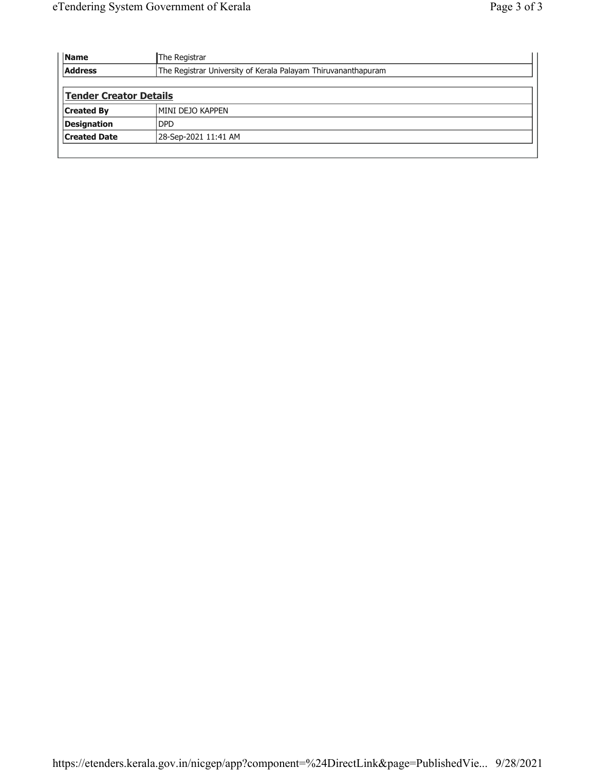| | |
|---|---|
| **Name** | The Registrar |
| **Address** | The Registrar University of Kerala Palayam Thiruvananthapuram |

| **Tender Creator Details** | |
|---|---|
| **Created By** | MINI DEJO KAPPEN |
| **Designation** | DPD |
| **Created Date** | 28-Sep-2021 11:41 AM |